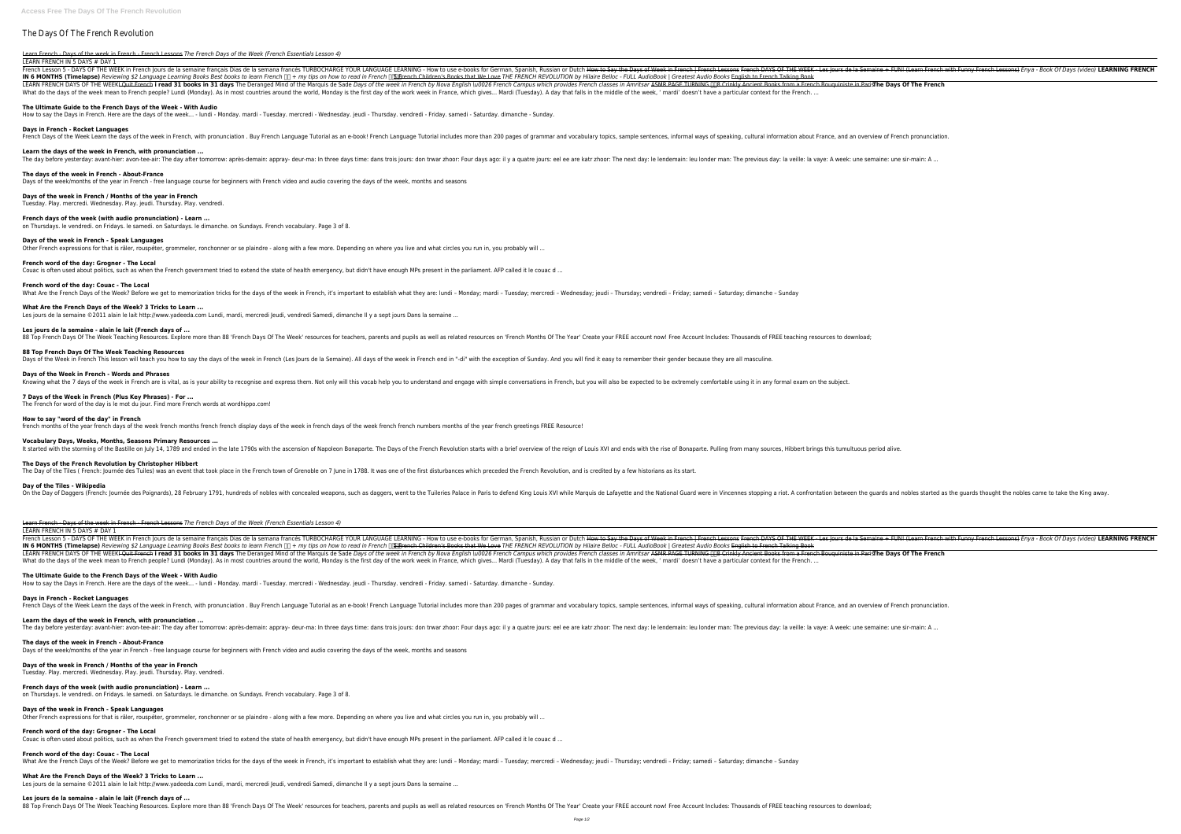# The Days Of The French Revolution

Learn French - Days of the week in French - French Lessons *The French Days of the Week (French Essentials Lesson 4)*

LEARN FRENCH IN 5 DAYS # DAY 1

French Lesson 5 - DAYS OF THE WEEK in French Jours de la semaine français Días de la semana francés TURBOCHARGE YOUR LANGUAGE LEARNING - How to use e-books for German, Spanish, Russian or Dutch How to Say the Days of Week in French | French Lessons French DAYS OF THE WEEK - Les Jours de la Semaine + FUN! (Learn French with Funny French Lessons) *Enya - Book Of Days (video)* **LEARNING FRENCH IN 6 MONTHS (Timelapse)** *Reviewing $2 Language Learning Books Best books to learn French + my tips on how to read in French* French Children's Books that We Love *THE FRENCH REVOLUTION by Hilaire Belloc - FULL AudioBook | Greatest Audio Books* English to French Talking Book

LEARN FRENCH DAYS OF THE WEEK I Quit French **I read 31 books in 31 days** The Deranged Mind of the Marquis de Sade *Days of the week in French by Nova English \u0026 French Campus which provides French classes in Amritsar* ASMR PAGE TURNING 8 Crinkly Ancient Books from a French Bouquiniste in Paris **The Days Of The French**

What do the days of the week mean to French people? Lundi (Monday). As in most countries around the world, Monday is the first day of the work week in France, which gives... Mardi (Tuesday). A day that falls in the middle of the week, ' mardi' doesn't have a particular context for the French. ...

**The Ultimate Guide to the French Days of the Week - With Audio**

How to say the Days in French. Here are the days of the week... - lundi - Monday. mardi - Tuesday. mercredi - Wednesday. jeudi - Thursday. vendredi - Friday. samedi - Saturday. dimanche - Sunday.

**Days in French - Rocket Languages**

French Days of the Week Learn the days of the week in French, with pronunciation . Buy French Language Tutorial as an e-book! French Language Tutorial includes more than 200 pages of grammar and vocabulary topics, sample sentences, informal ways of speaking, cultural information about France, and an overview of French pronunciation.

**Learn the days of the week in French, with pronunciation ...**

The day before yesterday: avant-hier: avon-tee-air: The day after tomorrow: après-demain: appray- deur-ma: In three days time: dans trois jours: don trwar zhoor: Four days ago: il y a quatre jours: eel ee are katr zhoor: The next day: le lendemain: leu londer man: The previous day: la veille: la vaye: A week: une semaine: une sir-main: A ...

**The days of the week in French - About-France**

Days of the week/months of the year in French - free language course for beginners with French video and audio covering the days of the week, months and seasons

**Days of the week in French / Months of the year in French**

Tuesday. Play. mercredi. Wednesday. Play. jeudi. Thursday. Play. vendredi.

**French days of the week (with audio pronunciation) - Learn ...**

on Thursdays. le vendredi. on Fridays. le samedi. on Saturdays. le dimanche. on Sundays. French vocabulary. Page 3 of 8.

**Days of the week in French - Speak Languages**

Other French expressions for that is râler, rouspéter, grommeler, ronchonner or se plaindre - along with a few more. Depending on where you live and what circles you run in, you probably will ...

**French word of the day: Grogner - The Local**

Couac is often used about politics, such as when the French government tried to extend the state of health emergency, but didn't have enough MPs present in the parliament. AFP called it le couac d ...

**French word of the day: Couac - The Local**

What Are the French Days of the Week? Before we get to memorization tricks for the days of the week in French, it's important to establish what they are: lundi – Monday; mardi – Tuesday; mercredi – Wednesday; jeudi – Thursday; vendredi – Friday; samedi – Saturday; dimanche – Sunday

**What Are the French Days of the Week? 3 Tricks to Learn ...**

Les jours de la semaine ©2011 alain le lait http://www.yadeeda.com Lundi, mardi, mercredi Jeudi, vendredi Samedi, dimanche Il y a sept jours Dans la semaine ...

**Les jours de la semaine - alain le lait (French days of ...**

88 Top French Days Of The Week Teaching Resources. Explore more than 88 'French Days Of The Week' resources for teachers, parents and pupils as well as related resources on 'French Months Of The Year' Create your FREE account now! Free Account Includes: Thousands of FREE teaching resources to download;

**88 Top French Days Of The Week Teaching Resources**

Days of the Week in French This lesson will teach you how to say the days of the week in French (Les Jours de la Semaine). All days of the week in French end in "-di" with the exception of Sunday. And you will find it easy to remember their gender because they are all masculine.

**Days of the Week in French - Words and Phrases**

Knowing what the 7 days of the week in French are is vital, as is your ability to recognise and express them. Not only will this vocab help you to understand and engage with simple conversations in French, but you will also be expected to be extremely comfortable using it in any formal exam on the subject.

**7 Days of the Week in French (Plus Key Phrases) - For ...**

The French for word of the day is le mot du jour. Find more French words at wordhippo.com!

**How to say "word of the day" in French**

french months of the year french days of the week french months french french display days of the week in french days of the week french french numbers months of the year french greetings FREE Resource!

**Vocabulary Days, Weeks, Months, Seasons Primary Resources ...**

It started with the storming of the Bastille on July 14, 1789 and ended in the late 1790s with the ascension of Napoleon Bonaparte. The Days of the French Revolution starts with a brief overview of the reign of Louis XVI and ends with the rise of Bonaparte. Pulling from many sources, Hibbert brings this tumultuous period alive.

**The Days of the French Revolution by Christopher Hibbert**

The Day of the Tiles ( French: Journée des Tuiles) was an event that took place in the French town of Grenoble on 7 June in 1788. It was one of the first disturbances which preceded the French Revolution, and is credited by a few historians as its start.

**Day of the Tiles - Wikipedia**

On the Day of Daggers (French: Journée des Poignards), 28 February 1791, hundreds of nobles with concealed weapons, such as daggers, went to the Tuileries Palace in Paris to defend King Louis XVI while Marquis de Lafayette and the National Guard were in Vincennes stopping a riot. A confrontation between the guards and nobles started as the guards thought the nobles came to take the King away.

Learn French - Days of the week in French - French Lessons *The French Days of the Week (French Essentials Lesson 4)*

LEARN FRENCH IN 5 DAYS # DAY 1

French Lesson 5 - DAYS OF THE WEEK in French Jours de la semaine français Días de la semana francés TURBOCHARGE YOUR LANGUAGE LEARNING - How to use e-books for German, Spanish, Russian or Dutch How to Say the Days of Week in French | French Lessons French DAYS OF THE WEEK - Les Jours de la Semaine + FUN! (Learn French with Funny French Lessons) *Enya - Book Of Days (video)* **LEARNING FRENCH IN 6 MONTHS (Timelapse)** *Reviewing $2 Language Learning Books Best books to learn French + my tips on how to read in French* French Children's Books that We Love *THE FRENCH REVOLUTION by Hilaire Belloc - FULL AudioBook | Greatest Audio Books* English to French Talking Book

LEARN FRENCH DAYS OF THE WEEK I Quit French **I read 31 books in 31 days** The Deranged Mind of the Marquis de Sade *Days of the week in French by Nova English \u0026 French Campus which provides French classes in Amritsar* ASMR PAGE TURNING 8 Crinkly Ancient Books from a French Bouquiniste in Paris **The Days Of The French**

What do the days of the week mean to French people? Lundi (Monday). As in most countries around the world, Monday is the first day of the work week in France, which gives... Mardi (Tuesday). A day that falls in the middle of the week, ' mardi' doesn't have a particular context for the French. ...

**The Ultimate Guide to the French Days of the Week - With Audio**

How to say the Days in French. Here are the days of the week... - lundi - Monday. mardi - Tuesday. mercredi - Wednesday. jeudi - Thursday. vendredi - Friday. samedi - Saturday. dimanche - Sunday.

**Days in French - Rocket Languages**

French Days of the Week Learn the days of the week in French, with pronunciation . Buy French Language Tutorial as an e-book! French Language Tutorial includes more than 200 pages of grammar and vocabulary topics, sample sentences, informal ways of speaking, cultural information about France, and an overview of French pronunciation.

**Learn the days of the week in French, with pronunciation ...**

The day before yesterday: avant-hier: avon-tee-air: The day after tomorrow: après-demain: appray- deur-ma: In three days time: dans trois jours: don trwar zhoor: Four days ago: il y a quatre jours: eel ee are katr zhoor: The next day: le lendemain: leu londer man: The previous day: la veille: la vaye: A week: une semaine: une sir-main: A ...

**The days of the week in French - About-France**

Days of the week/months of the year in French - free language course for beginners with French video and audio covering the days of the week, months and seasons

**Days of the week in French / Months of the year in French**

Tuesday. Play. mercredi. Wednesday. Play. jeudi. Thursday. Play. vendredi.

**French days of the week (with audio pronunciation) - Learn ...**

on Thursdays. le vendredi. on Fridays. le samedi. on Saturdays. le dimanche. on Sundays. French vocabulary. Page 3 of 8.

**Days of the week in French - Speak Languages**

Other French expressions for that is râler, rouspéter, grommeler, ronchonner or se plaindre - along with a few more. Depending on where you live and what circles you run in, you probably will ...

**French word of the day: Grogner - The Local**

Couac is often used about politics, such as when the French government tried to extend the state of health emergency, but didn't have enough MPs present in the parliament. AFP called it le couac d ...

**French word of the day: Couac - The Local**

What Are the French Days of the Week? Before we get to memorization tricks for the days of the week in French, it's important to establish what they are: lundi – Monday; mardi – Tuesday; mercredi – Wednesday; jeudi – Thursday; vendredi – Friday; samedi – Saturday; dimanche – Sunday

**What Are the French Days of the Week? 3 Tricks to Learn ...**

Les jours de la semaine ©2011 alain le lait http://www.yadeeda.com Lundi, mardi, mercredi Jeudi, vendredi Samedi, dimanche Il y a sept jours Dans la semaine ...

**Les jours de la semaine - alain le lait (French days of ...**

88 Top French Days Of The Week Teaching Resources. Explore more than 88 'French Days Of The Week' resources for teachers, parents and pupils as well as related resources on 'French Months Of The Year' Create your FREE account now! Free Account Includes: Thousands of FREE teaching resources to download;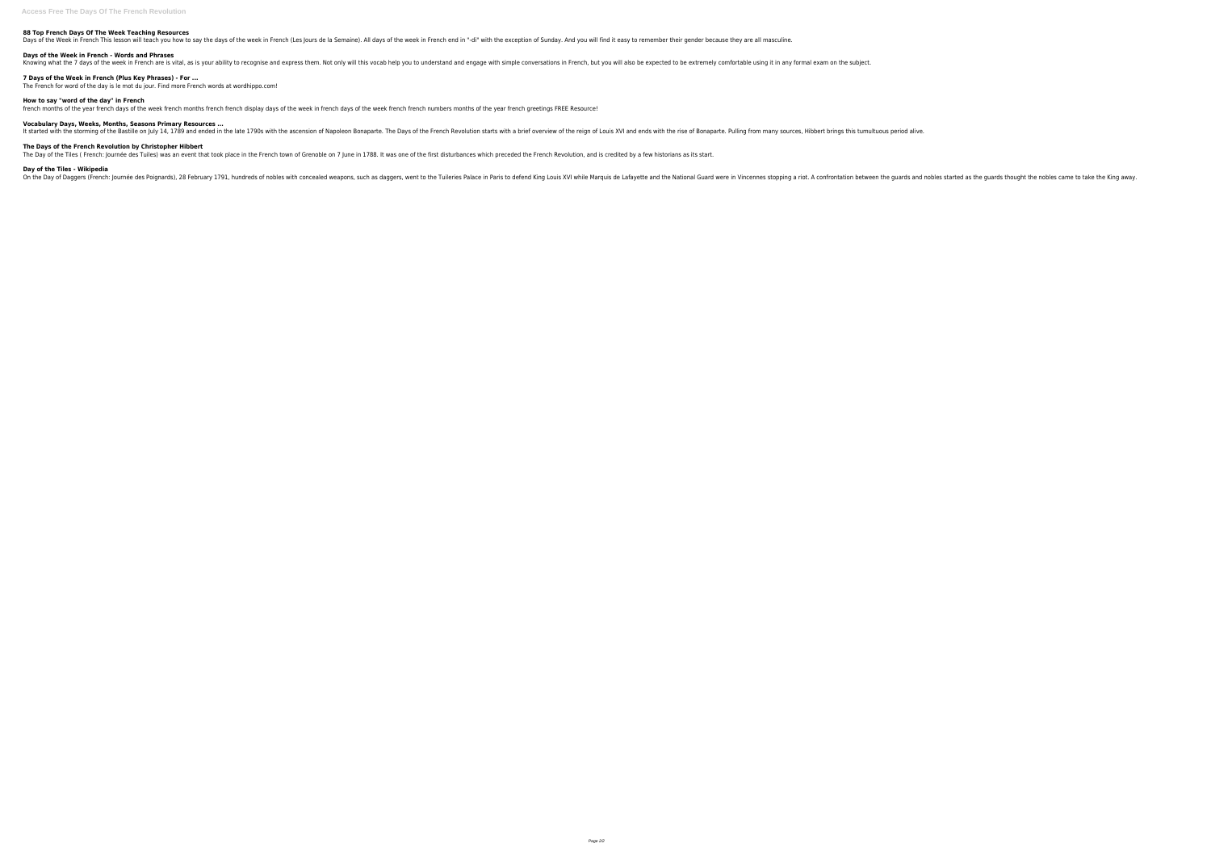**88 Top French Days Of The Week Teaching Resources**

Days of the Week in French This lesson will teach you how to say the days of the week in French (Les Jours de la Semaine). All days of the week in French end in "-di" with the exception of Sunday. And you will find it easy to remember their gender because they are all masculine.

**Days of the Week in French - Words and Phrases**

Knowing what the 7 days of the week in French are is vital, as is your ability to recognise and express them. Not only will this vocab help you to understand and engage with simple conversations in French, but you will also be expected to be extremely comfortable using it in any formal exam on the subject.

**7 Days of the Week in French (Plus Key Phrases) - For ...**

The French for word of the day is le mot du jour. Find more French words at wordhippo.com!

**How to say "word of the day" in French**

french months of the year french days of the week french months french french display days of the week in french days of the week french french numbers months of the year french greetings FREE Resource!

**Vocabulary Days, Weeks, Months, Seasons Primary Resources ...**

It started with the storming of the Bastille on July 14, 1789 and ended in the late 1790s with the ascension of Napoleon Bonaparte. The Days of the French Revolution starts with a brief overview of the reign of Louis XVI and ends with the rise of Bonaparte. Pulling from many sources, Hibbert brings this tumultuous period alive.

**The Days of the French Revolution by Christopher Hibbert**

The Day of the Tiles ( French: Journée des Tuiles) was an event that took place in the French town of Grenoble on 7 June in 1788. It was one of the first disturbances which preceded the French Revolution, and is credited by a few historians as its start.

**Day of the Tiles - Wikipedia**

On the Day of Daggers (French: Journée des Poignards), 28 February 1791, hundreds of nobles with concealed weapons, such as daggers, went to the Tuileries Palace in Paris to defend King Louis XVI while Marquis de Lafayette and the National Guard were in Vincennes stopping a riot. A confrontation between the guards and nobles started as the guards thought the nobles came to take the King away.